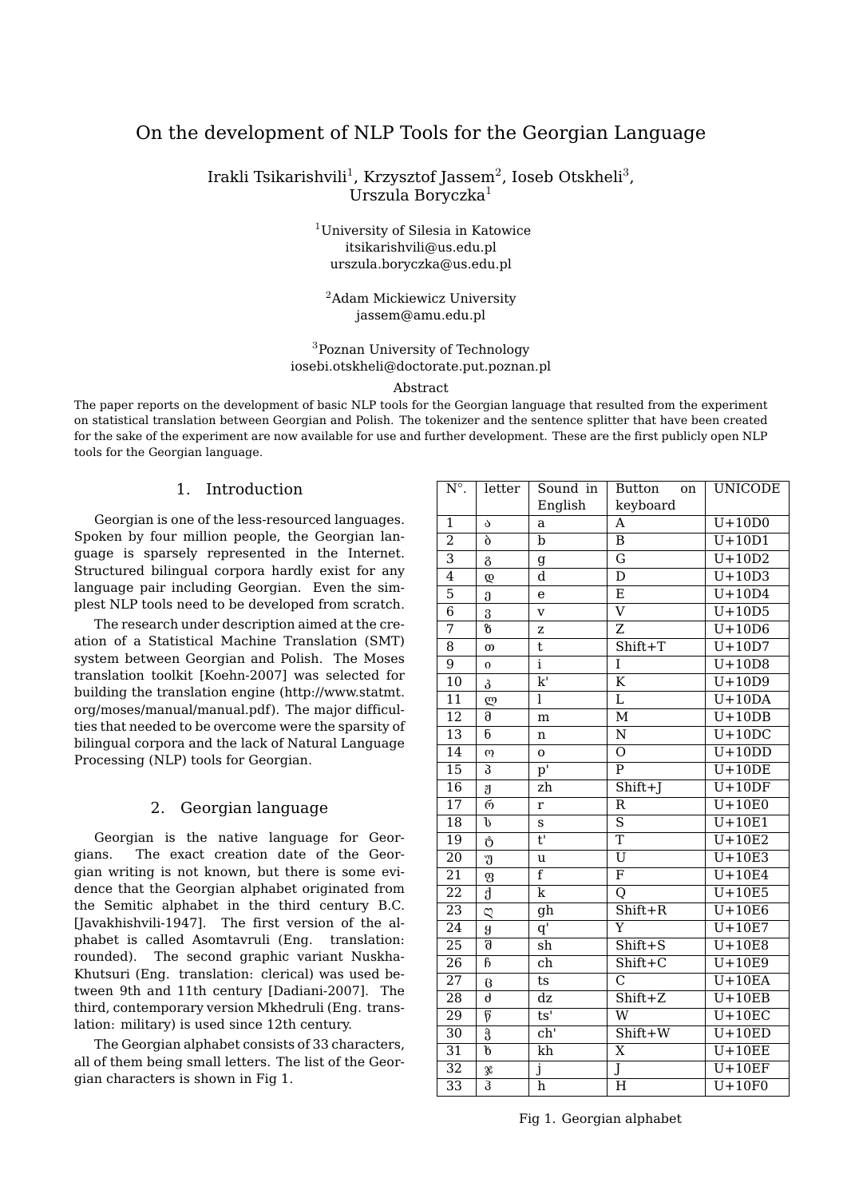# On the development of NLP Tools for the Georgian Language

Irakli Tsikarishvili[1], Krzysztof Jassem[2], Ioseb Otskheli[3], Urszula Boryczka[1]

[1]University of Silesia in Katowice
itsikarishvili@us.edu.pl
urszula.boryczka@us.edu.pl

[2]Adam Mickiewicz University
jassem@amu.edu.pl

[3]Poznan University of Technology
iosebi.otskheli@doctorate.put.poznan.pl

Abstract

The paper reports on the development of basic NLP tools for the Georgian language that resulted from the experiment on statistical translation between Georgian and Polish. The tokenizer and the sentence splitter that have been created for the sake of the experiment are now available for use and further development. These are the first publicly open NLP tools for the Georgian language.

## 1. Introduction

Georgian is one of the less-resourced languages. Spoken by four million people, the Georgian language is sparsely represented in the Internet. Structured bilingual corpora hardly exist for any language pair including Georgian. Even the simplest NLP tools need to be developed from scratch.

The research under description aimed at the creation of a Statistical Machine Translation (SMT) system between Georgian and Polish. The Moses translation toolkit [Koehn-2007] was selected for building the translation engine (http://www.statmt.org/moses/manual/manual.pdf). The major difficulties that needed to be overcome were the sparsity of bilingual corpora and the lack of Natural Language Processing (NLP) tools for Georgian.

## 2. Georgian language

Georgian is the native language for Georgians. The exact creation date of the Georgian writing is not known, but there is some evidence that the Georgian alphabet originated from the Semitic alphabet in the third century B.C. [Javakhishvili-1947]. The first version of the alphabet is called Asomtavruli (Eng. translation: rounded). The second graphic variant Nuskha-Khutsuri (Eng. translation: clerical) was used between 9th and 11th century [Dadiani-2007]. The third, contemporary version Mkhedruli (Eng. translation: military) is used since 12th century.

The Georgian alphabet consists of 33 characters, all of them being small letters. The list of the Georgian characters is shown in Fig 1.

| N°. | letter | Sound in English | Button on keyboard | UNICODE |
|---|---|---|---|---|
| 1 | ა | a | A | U+10D0 |
| 2 | ბ | b | B | U+10D1 |
| 3 | გ | g | G | U+10D2 |
| 4 | დ | d | D | U+10D3 |
| 5 | ე | e | E | U+10D4 |
| 6 | ვ | v | V | U+10D5 |
| 7 | ზ | z | Z | U+10D6 |
| 8 | თ | t | Shift+T | U+10D7 |
| 9 | ი | i | I | U+10D8 |
| 10 | კ | k' | K | U+10D9 |
| 11 | ლ | l | L | U+10DA |
| 12 | მ | m | M | U+10DB |
| 13 | ნ | n | N | U+10DC |
| 14 | ო | o | O | U+10DD |
| 15 | პ | p' | P | U+10DE |
| 16 | ჟ | zh | Shift+J | U+10DF |
| 17 | რ | r | R | U+10E0 |
| 18 | ს | s | S | U+10E1 |
| 19 | ტ | t' | T | U+10E2 |
| 20 | უ | u | U | U+10E3 |
| 21 | ფ | f | F | U+10E4 |
| 22 | ქ | k | Q | U+10E5 |
| 23 | ღ | gh | Shift+R | U+10E6 |
| 24 | ყ | q' | Y | U+10E7 |
| 25 | შ | sh | Shift+S | U+10E8 |
| 26 | ჩ | ch | Shift+C | U+10E9 |
| 27 | ც | ts | C | U+10EA |
| 28 | ძ | dz | Shift+Z | U+10EB |
| 29 | წ | ts' | W | U+10EC |
| 30 | ჭ | ch' | Shift+W | U+10ED |
| 31 | ხ | kh | X | U+10EE |
| 32 | ჯ | j | J | U+10EF |
| 33 | ჰ | h | H | U+10F0 |

Fig 1. Georgian alphabet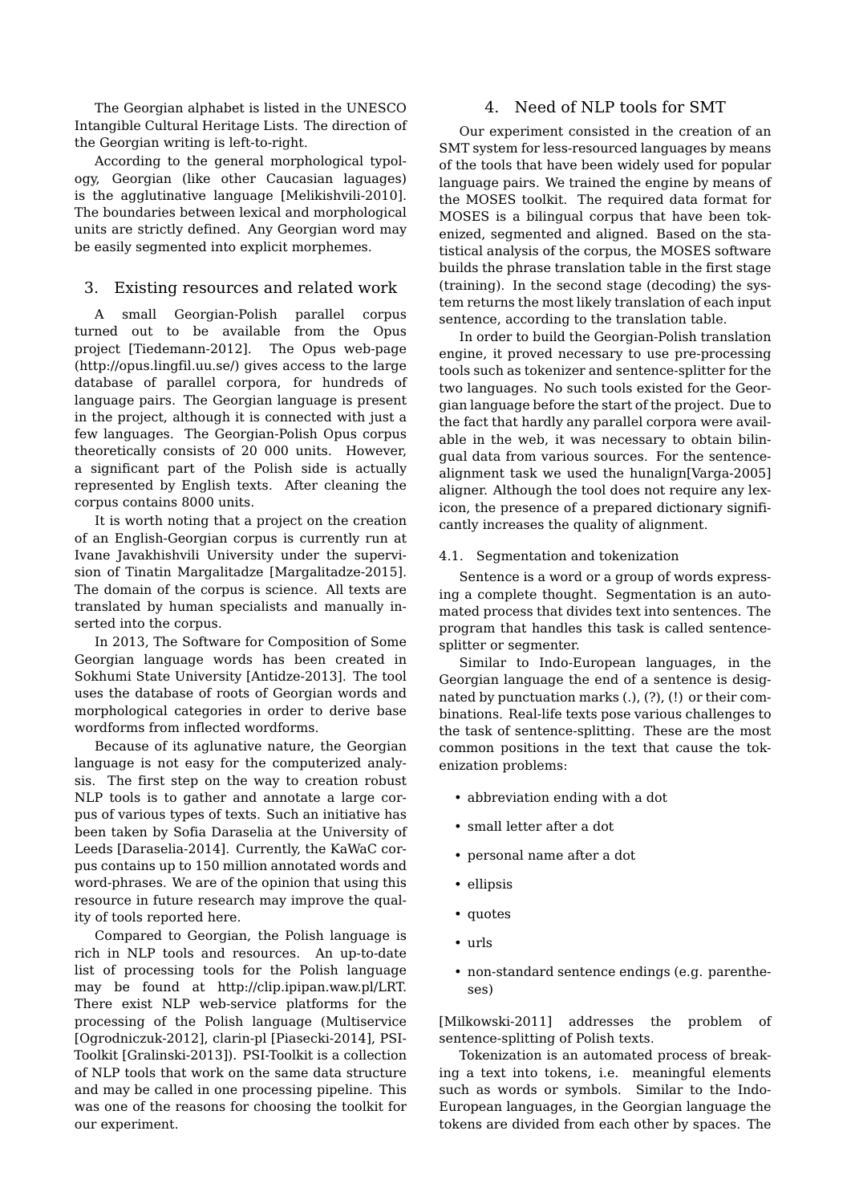The Georgian alphabet is listed in the UNESCO Intangible Cultural Heritage Lists. The direction of the Georgian writing is left-to-right.

According to the general morphological typology, Georgian (like other Caucasian laguages) is the agglutinative language [Melikishvili-2010]. The boundaries between lexical and morphological units are strictly defined. Any Georgian word may be easily segmented into explicit morphemes.

## 3. Existing resources and related work

A small Georgian-Polish parallel corpus turned out to be available from the Opus project [Tiedemann-2012]. The Opus web-page (http://opus.lingfil.uu.se/) gives access to the large database of parallel corpora, for hundreds of language pairs. The Georgian language is present in the project, although it is connected with just a few languages. The Georgian-Polish Opus corpus theoretically consists of 20 000 units. However, a significant part of the Polish side is actually represented by English texts. After cleaning the corpus contains 8000 units.

It is worth noting that a project on the creation of an English-Georgian corpus is currently run at Ivane Javakhishvili University under the supervision of Tinatin Margalitadze [Margalitadze-2015]. The domain of the corpus is science. All texts are translated by human specialists and manually inserted into the corpus.

In 2013, The Software for Composition of Some Georgian language words has been created in Sokhumi State University [Antidze-2013]. The tool uses the database of roots of Georgian words and morphological categories in order to derive base wordforms from inflected wordforms.

Because of its aglunative nature, the Georgian language is not easy for the computerized analysis. The first step on the way to creation robust NLP tools is to gather and annotate a large corpus of various types of texts. Such an initiative has been taken by Sofia Daraselia at the University of Leeds [Daraselia-2014]. Currently, the KaWaC corpus contains up to 150 million annotated words and word-phrases. We are of the opinion that using this resource in future research may improve the quality of tools reported here.

Compared to Georgian, the Polish language is rich in NLP tools and resources. An up-to-date list of processing tools for the Polish language may be found at http://clip.ipipan.waw.pl/LRT. There exist NLP web-service platforms for the processing of the Polish language (Multiservice [Ogrodniczuk-2012], clarin-pl [Piasecki-2014], PSI-Toolkit [Gralinski-2013]). PSI-Toolkit is a collection of NLP tools that work on the same data structure and may be called in one processing pipeline. This was one of the reasons for choosing the toolkit for our experiment.

## 4. Need of NLP tools for SMT

Our experiment consisted in the creation of an SMT system for less-resourced languages by means of the tools that have been widely used for popular language pairs. We trained the engine by means of the MOSES toolkit. The required data format for MOSES is a bilingual corpus that have been tokenized, segmented and aligned. Based on the statistical analysis of the corpus, the MOSES software builds the phrase translation table in the first stage (training). In the second stage (decoding) the system returns the most likely translation of each input sentence, according to the translation table.

In order to build the Georgian-Polish translation engine, it proved necessary to use pre-processing tools such as tokenizer and sentence-splitter for the two languages. No such tools existed for the Georgian language before the start of the project. Due to the fact that hardly any parallel corpora were available in the web, it was necessary to obtain bilingual data from various sources. For the sentence-alignment task we used the hunalign[Varga-2005] aligner. Although the tool does not require any lexicon, the presence of a prepared dictionary significantly increases the quality of alignment.

### 4.1. Segmentation and tokenization

Sentence is a word or a group of words expressing a complete thought. Segmentation is an automated process that divides text into sentences. The program that handles this task is called sentence-splitter or segmenter.

Similar to Indo-European languages, in the Georgian language the end of a sentence is designated by punctuation marks (.), (?), (!) or their combinations. Real-life texts pose various challenges to the task of sentence-splitting. These are the most common positions in the text that cause the tokenization problems:

- abbreviation ending with a dot
- small letter after a dot
- personal name after a dot
- ellipsis
- quotes
- urls
- non-standard sentence endings (e.g. parentheses)

[Milkowski-2011] addresses the problem of sentence-splitting of Polish texts.

Tokenization is an automated process of breaking a text into tokens, i.e. meaningful elements such as words or symbols. Similar to the Indo-European languages, in the Georgian language the tokens are divided from each other by spaces. The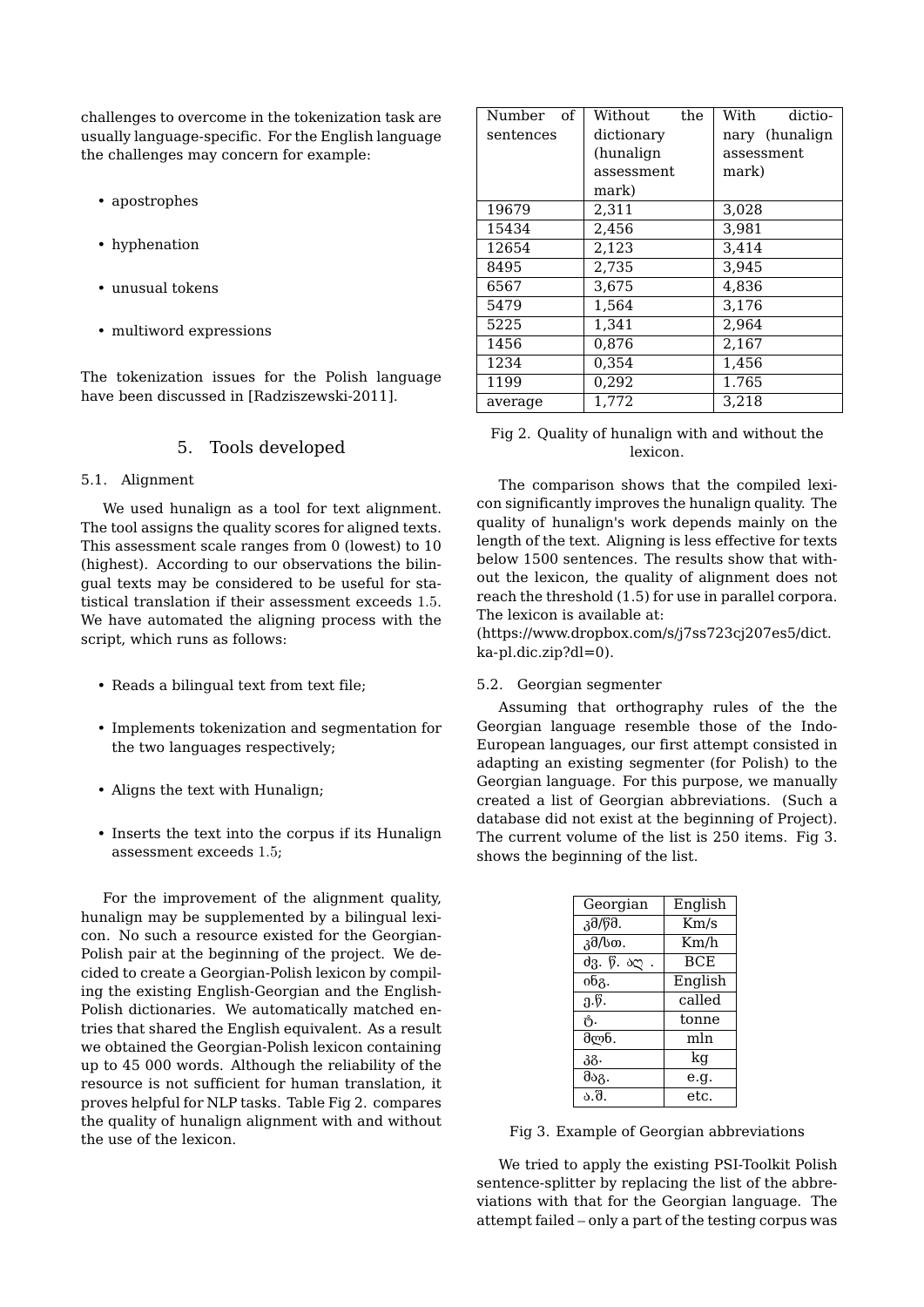challenges to overcome in the tokenization task are usually language-specific. For the English language the challenges may concern for example:

- apostrophes
- hyphenation
- unusual tokens
- multiword expressions

The tokenization issues for the Polish language have been discussed in [Radziszewski-2011].

## 5. Tools developed

### 5.1. Alignment

We used hunalign as a tool for text alignment. The tool assigns the quality scores for aligned texts. This assessment scale ranges from 0 (lowest) to 10 (highest). According to our observations the bilingual texts may be considered to be useful for statistical translation if their assessment exceeds 1.5. We have automated the aligning process with the script, which runs as follows:

- Reads a bilingual text from text file;
- Implements tokenization and segmentation for the two languages respectively;
- Aligns the text with Hunalign;
- Inserts the text into the corpus if its Hunalign assessment exceeds 1.5;

For the improvement of the alignment quality, hunalign may be supplemented by a bilingual lexicon. No such a resource existed for the Georgian-Polish pair at the beginning of the project. We decided to create a Georgian-Polish lexicon by compiling the existing English-Georgian and the English-Polish dictionaries. We automatically matched entries that shared the English equivalent. As a result we obtained the Georgian-Polish lexicon containing up to 45 000 words. Although the reliability of the resource is not sufficient for human translation, it proves helpful for NLP tasks. Table Fig 2. compares the quality of hunalign alignment with and without the use of the lexicon.

| Number of sentences | Without the dictionary (hunalign assessment mark) | With dictionary (hunalign assessment mark) |
|---|---|---|
| 19679 | 2,311 | 3,028 |
| 15434 | 2,456 | 3,981 |
| 12654 | 2,123 | 3,414 |
| 8495 | 2,735 | 3,945 |
| 6567 | 3,675 | 4,836 |
| 5479 | 1,564 | 3,176 |
| 5225 | 1,341 | 2,964 |
| 1456 | 0,876 | 2,167 |
| 1234 | 0,354 | 1,456 |
| 1199 | 0,292 | 1.765 |
| average | 1,772 | 3,218 |

Fig 2. Quality of hunalign with and without the lexicon.

The comparison shows that the compiled lexicon significantly improves the hunalign quality. The quality of hunalign's work depends mainly on the length of the text. Aligning is less effective for texts below 1500 sentences. The results show that without the lexicon, the quality of alignment does not reach the threshold (1.5) for use in parallel corpora. The lexicon is available at:
(https://www.dropbox.com/s/j7ss723cj207es5/dict.ka-pl.dic.zip?dl=0).

### 5.2. Georgian segmenter

Assuming that orthography rules of the the Georgian language resemble those of the Indo-European languages, our first attempt consisted in adapting an existing segmenter (for Polish) to the Georgian language. For this purpose, we manually created a list of Georgian abbreviations. (Such a database did not exist at the beginning of Project). The current volume of the list is 250 items. Fig 3. shows the beginning of the list.

| Georgian | English |
|---|---|
| კმ/წმ. | Km/s |
| კმ/სთ. | Km/h |
| ძვ. წ. აღ . | BCE |
| ინგ. | English |
| ე.წ. | called |
| ტ. | tonne |
| მლნ. | mln |
| კგ. | kg |
| მაგ. | e.g. |
| ა.შ. | etc. |

Fig 3. Example of Georgian abbreviations

We tried to apply the existing PSI-Toolkit Polish sentence-splitter by replacing the list of the abbreviations with that for the Georgian language. The attempt failed – only a part of the testing corpus was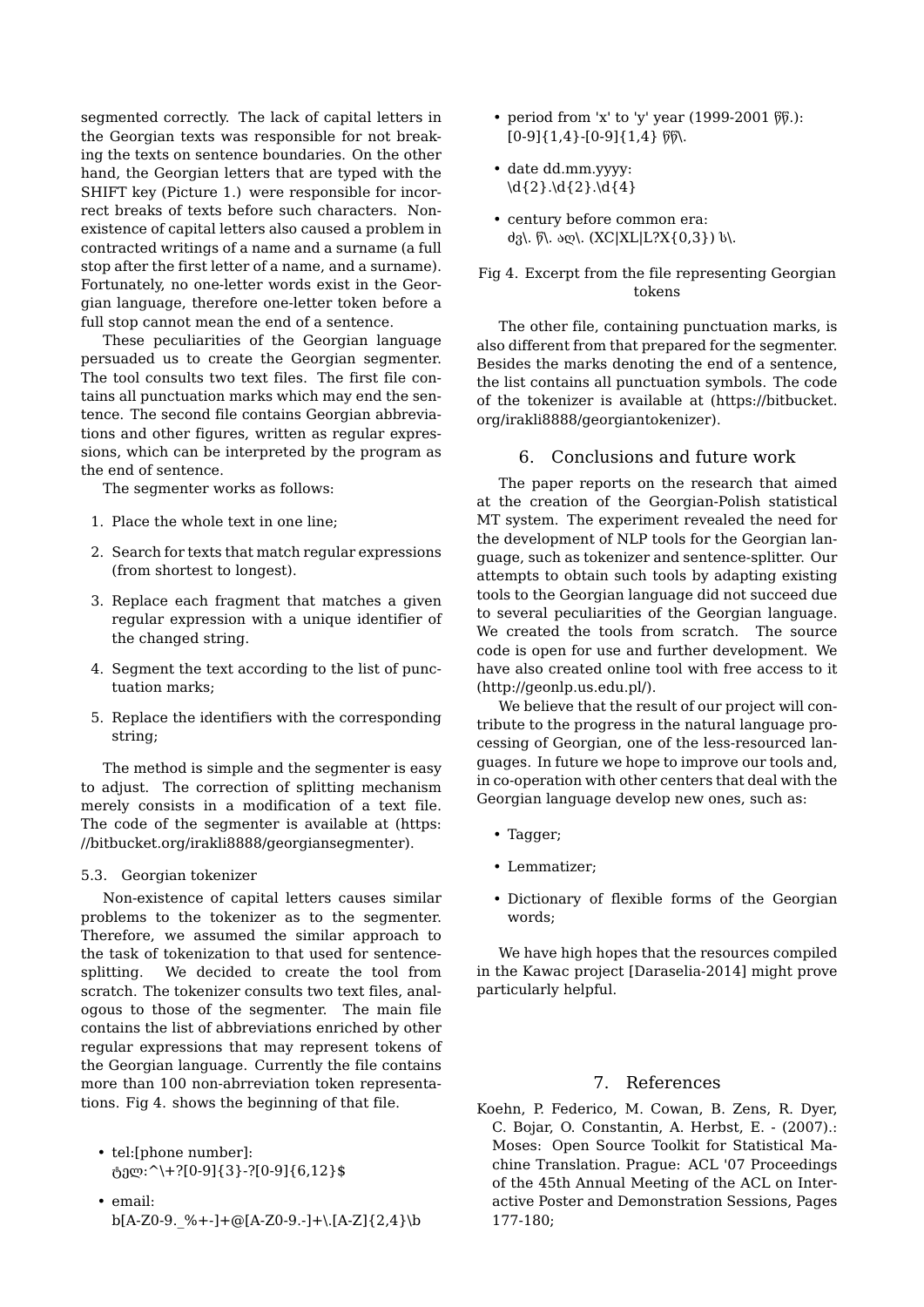segmented correctly. The lack of capital letters in the Georgian texts was responsible for not breaking the texts on sentence boundaries. On the other hand, the Georgian letters that are typed with the SHIFT key (Picture 1.) were responsible for incorrect breaks of texts before such characters. Non-existence of capital letters also caused a problem in contracted writings of a name and a surname (a full stop after the first letter of a name, and a surname). Fortunately, no one-letter words exist in the Georgian language, therefore one-letter token before a full stop cannot mean the end of a sentence.

These peculiarities of the Georgian language persuaded us to create the Georgian segmenter. The tool consults two text files. The first file contains all punctuation marks which may end the sentence. The second file contains Georgian abbreviations and other figures, written as regular expressions, which can be interpreted by the program as the end of sentence.

The segmenter works as follows:

1. Place the whole text in one line;
2. Search for texts that match regular expressions (from shortest to longest).
3. Replace each fragment that matches a given regular expression with a unique identifier of the changed string.
4. Segment the text according to the list of punctuation marks;
5. Replace the identifiers with the corresponding string;

The method is simple and the segmenter is easy to adjust. The correction of splitting mechanism merely consists in a modification of a text file. The code of the segmenter is available at (https://bitbucket.org/irakli8888/georgiansegmenter).

### 5.3. Georgian tokenizer

Non-existence of capital letters causes similar problems to the tokenizer as to the segmenter. Therefore, we assumed the similar approach to the task of tokenization to that used for sentence-splitting. We decided to create the tool from scratch. The tokenizer consults two text files, analogous to those of the segmenter. The main file contains the list of abbreviations enriched by other regular expressions that may represent tokens of the Georgian language. Currently the file contains more than 100 non-abrreviation token representations. Fig 4. shows the beginning of that file.

- tel:[phone number]:
  ტელ:^\+?[0-9]{3}-?[0-9]{6,12}$
- email:
  b[A-Z0-9._%+-]+@[A-Z0-9.-]+\.[A-Z]{2,4}\b
- period from 'x' to 'y' year (1999-2001 წწ.):
  [0-9]{1,4}-[0-9]{1,4} წწ\.
- date dd.mm.yyyy:
  \d{2}.\d{2}.\d{4}
- century before common era:
  ძვ\. წ\. აღ\. (XC|XL|L?X{0,3}) ს\.

Fig 4. Excerpt from the file representing Georgian tokens

The other file, containing punctuation marks, is also different from that prepared for the segmenter. Besides the marks denoting the end of a sentence, the list contains all punctuation symbols. The code of the tokenizer is available at (https://bitbucket.org/irakli8888/georgiantokenizer).

## 6. Conclusions and future work

The paper reports on the research that aimed at the creation of the Georgian-Polish statistical MT system. The experiment revealed the need for the development of NLP tools for the Georgian language, such as tokenizer and sentence-splitter. Our attempts to obtain such tools by adapting existing tools to the Georgian language did not succeed due to several peculiarities of the Georgian language. We created the tools from scratch. The source code is open for use and further development. We have also created online tool with free access to it (http://geonlp.us.edu.pl/).

We believe that the result of our project will contribute to the progress in the natural language processing of Georgian, one of the less-resourced languages. In future we hope to improve our tools and, in co-operation with other centers that deal with the Georgian language develop new ones, such as:

- Tagger;
- Lemmatizer;
- Dictionary of flexible forms of the Georgian words;

We have high hopes that the resources compiled in the Kawac project [Daraselia-2014] might prove particularly helpful.

## 7. References

Koehn, P. Federico, M. Cowan, B. Zens, R. Dyer, C. Bojar, O. Constantin, A. Herbst, E. - (2007).: Moses: Open Source Toolkit for Statistical Machine Translation. Prague: ACL '07 Proceedings of the 45th Annual Meeting of the ACL on Interactive Poster and Demonstration Sessions, Pages 177-180;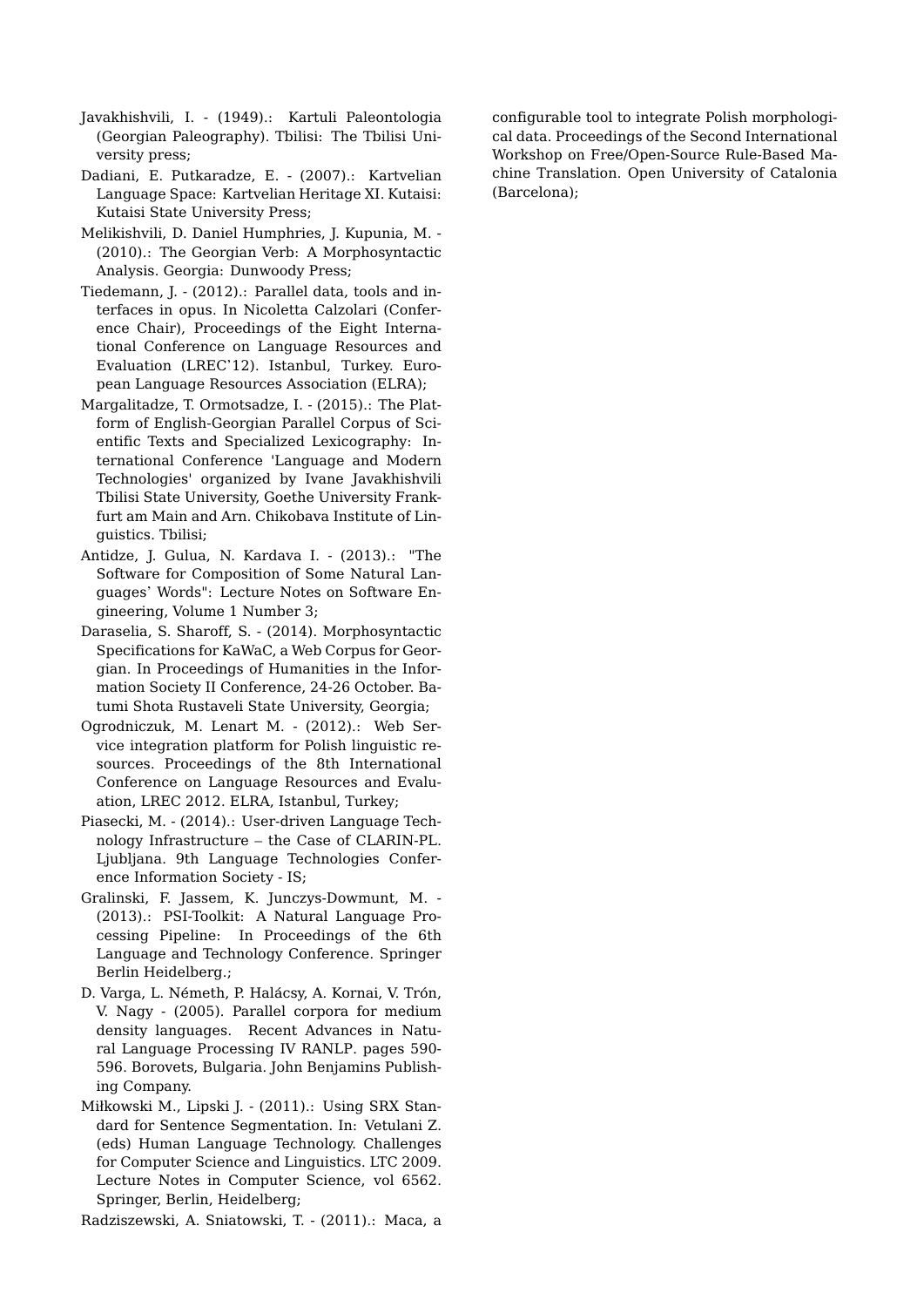Javakhishvili, I. - (1949).: Kartuli Paleontologia (Georgian Paleography). Tbilisi: The Tbilisi University press;

Dadiani, E. Putkaradze, E. - (2007).: Kartvelian Language Space: Kartvelian Heritage XI. Kutaisi: Kutaisi State University Press;

Melikishvili, D. Daniel Humphries, J. Kupunia, M. - (2010).: The Georgian Verb: A Morphosyntactic Analysis. Georgia: Dunwoody Press;

Tiedemann, J. - (2012).: Parallel data, tools and interfaces in opus. In Nicoletta Calzolari (Conference Chair), Proceedings of the Eight International Conference on Language Resources and Evaluation (LREC'12). Istanbul, Turkey. European Language Resources Association (ELRA);

Margalitadze, T. Ormotsadze, I. - (2015).: The Platform of English-Georgian Parallel Corpus of Scientific Texts and Specialized Lexicography: International Conference 'Language and Modern Technologies' organized by Ivane Javakhishvili Tbilisi State University, Goethe University Frankfurt am Main and Arn. Chikobava Institute of Linguistics. Tbilisi;

Antidze, J. Gulua, N. Kardava I. - (2013).: "The Software for Composition of Some Natural Languages' Words": Lecture Notes on Software Engineering, Volume 1 Number 3;

Daraselia, S. Sharoff, S. - (2014). Morphosyntactic Specifications for KaWaC, a Web Corpus for Georgian. In Proceedings of Humanities in the Information Society II Conference, 24-26 October. Batumi Shota Rustaveli State University, Georgia;

Ogrodniczuk, M. Lenart M. - (2012).: Web Service integration platform for Polish linguistic resources. Proceedings of the 8th International Conference on Language Resources and Evaluation, LREC 2012. ELRA, Istanbul, Turkey;

Piasecki, M. - (2014).: User-driven Language Technology Infrastructure – the Case of CLARIN-PL. Ljubljana. 9th Language Technologies Conference Information Society - IS;

Gralinski, F. Jassem, K. Junczys-Dowmunt, M. - (2013).: PSI-Toolkit: A Natural Language Processing Pipeline: In Proceedings of the 6th Language and Technology Conference. Springer Berlin Heidelberg.;

D. Varga, L. Németh, P. Halácsy, A. Kornai, V. Trón, V. Nagy - (2005). Parallel corpora for medium density languages. Recent Advances in Natural Language Processing IV RANLP. pages 590-596. Borovets, Bulgaria. John Benjamins Publishing Company.

Miłkowski M., Lipski J. - (2011).: Using SRX Standard for Sentence Segmentation. In: Vetulani Z. (eds) Human Language Technology. Challenges for Computer Science and Linguistics. LTC 2009. Lecture Notes in Computer Science, vol 6562. Springer, Berlin, Heidelberg;

Radziszewski, A. Sniatowski, T. - (2011).: Maca, a configurable tool to integrate Polish morphological data. Proceedings of the Second International Workshop on Free/Open-Source Rule-Based Machine Translation. Open University of Catalonia (Barcelona);